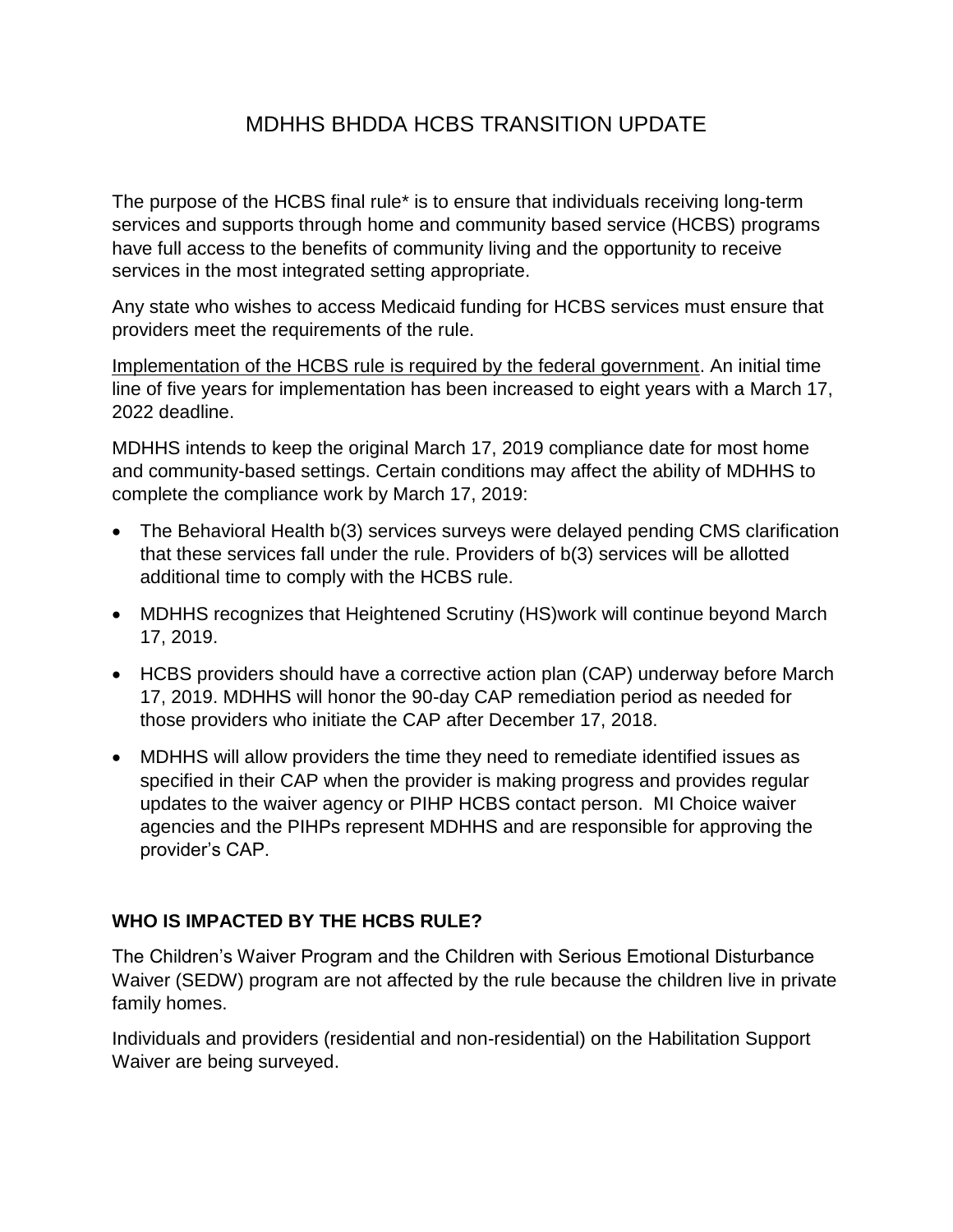# MDHHS BHDDA HCBS TRANSITION UPDATE

The purpose of the HCBS final rule* is to ensure that individuals receiving long-term services and supports through home and community based service (HCBS) programs have full access to the benefits of community living and the opportunity to receive services in the most integrated setting appropriate.

Any state who wishes to access Medicaid funding for HCBS services must ensure that providers meet the requirements of the rule.

<u>Implementation of the HCBS rule is required by the federal government</u>. An initial time line of five years for implementation has been increased to eight years with a March 17, 2022 deadline.

MDHHS intends to keep the original March 17, 2019 compliance date for most home and community-based settings. Certain conditions may affect the ability of MDHHS to complete the compliance work by March 17, 2019:

- The Behavioral Health b(3) services surveys were delayed pending CMS clarification that these services fall under the rule. Providers of b(3) services will be allotted additional time to comply with the HCBS rule.
- MDHHS recognizes that Heightened Scrutiny (HS)work will continue beyond March 17, 2019.
- HCBS providers should have a corrective action plan (CAP) underway before March 17, 2019. MDHHS will honor the 90-day CAP remediation period as needed for those providers who initiate the CAP after December 17, 2018.
- MDHHS will allow providers the time they need to remediate identified issues as specified in their CAP when the provider is making progress and provides regular updates to the waiver agency or PIHP HCBS contact person. MI Choice waiver agencies and the PIHPs represent MDHHS and are responsible for approving the provider's CAP.

## WHO IS IMPACTED BY THE HCBS RULE?

The Children's Waiver Program and the Children with Serious Emotional Disturbance Waiver (SEDW) program are not affected by the rule because the children live in private family homes.

Individuals and providers (residential and non-residential) on the Habilitation Support Waiver are being surveyed.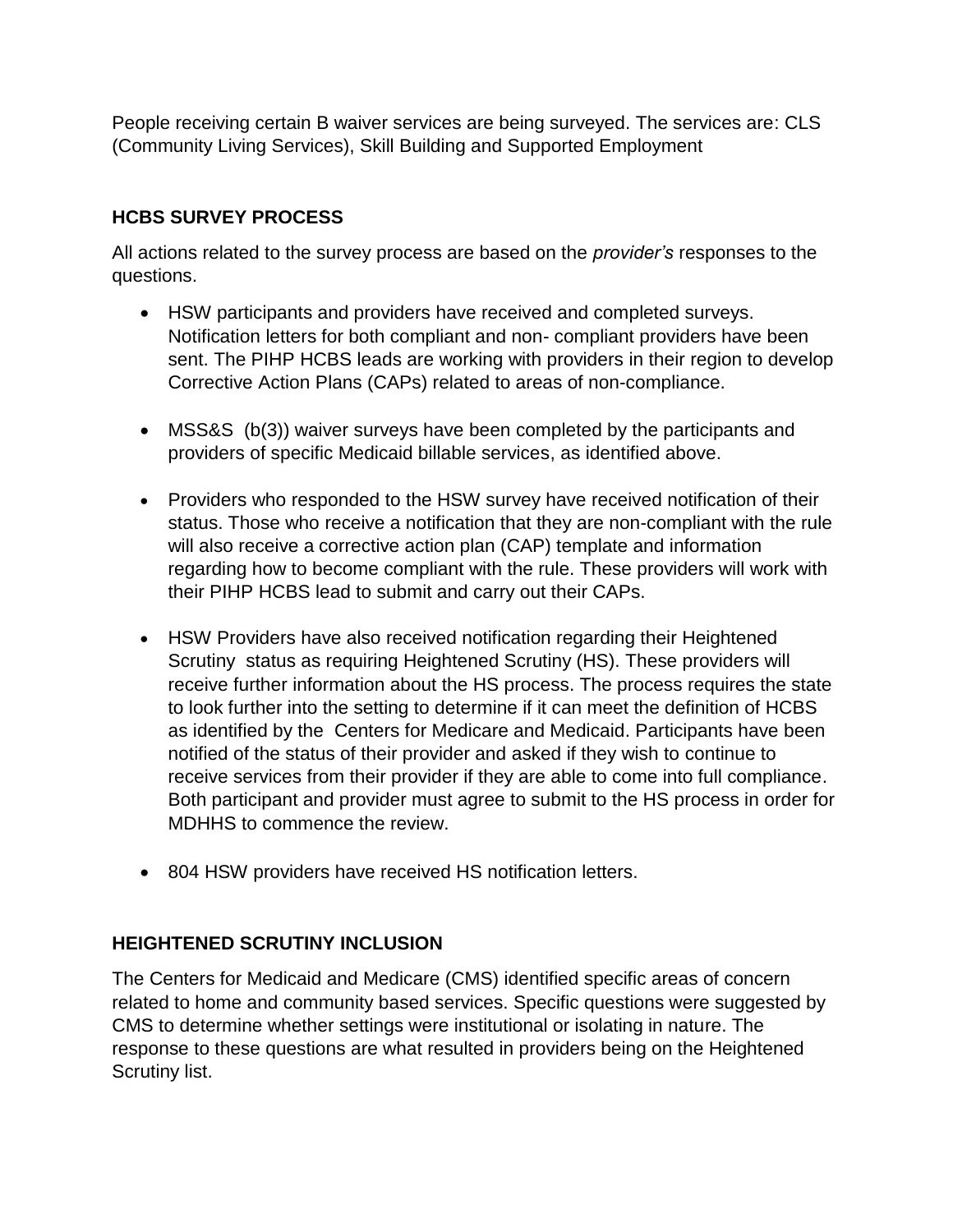People receiving certain B waiver services are being surveyed. The services are: CLS (Community Living Services), Skill Building and Supported Employment

## HCBS SURVEY PROCESS

All actions related to the survey process are based on the *provider's* responses to the questions.

- HSW participants and providers have received and completed surveys. Notification letters for both compliant and non- compliant providers have been sent. The PIHP HCBS leads are working with providers in their region to develop Corrective Action Plans (CAPs) related to areas of non-compliance.
- MSS&S (b(3)) waiver surveys have been completed by the participants and providers of specific Medicaid billable services, as identified above.
- Providers who responded to the HSW survey have received notification of their status. Those who receive a notification that they are non-compliant with the rule will also receive a corrective action plan (CAP) template and information regarding how to become compliant with the rule. These providers will work with their PIHP HCBS lead to submit and carry out their CAPs.
- HSW Providers have also received notification regarding their Heightened Scrutiny status as requiring Heightened Scrutiny (HS). These providers will receive further information about the HS process. The process requires the state to look further into the setting to determine if it can meet the definition of HCBS as identified by the Centers for Medicare and Medicaid. Participants have been notified of the status of their provider and asked if they wish to continue to receive services from their provider if they are able to come into full compliance. Both participant and provider must agree to submit to the HS process in order for MDHHS to commence the review.
- 804 HSW providers have received HS notification letters.

## HEIGHTENED SCRUTINY INCLUSION

The Centers for Medicaid and Medicare (CMS) identified specific areas of concern related to home and community based services. Specific questions were suggested by CMS to determine whether settings were institutional or isolating in nature. The response to these questions are what resulted in providers being on the Heightened Scrutiny list.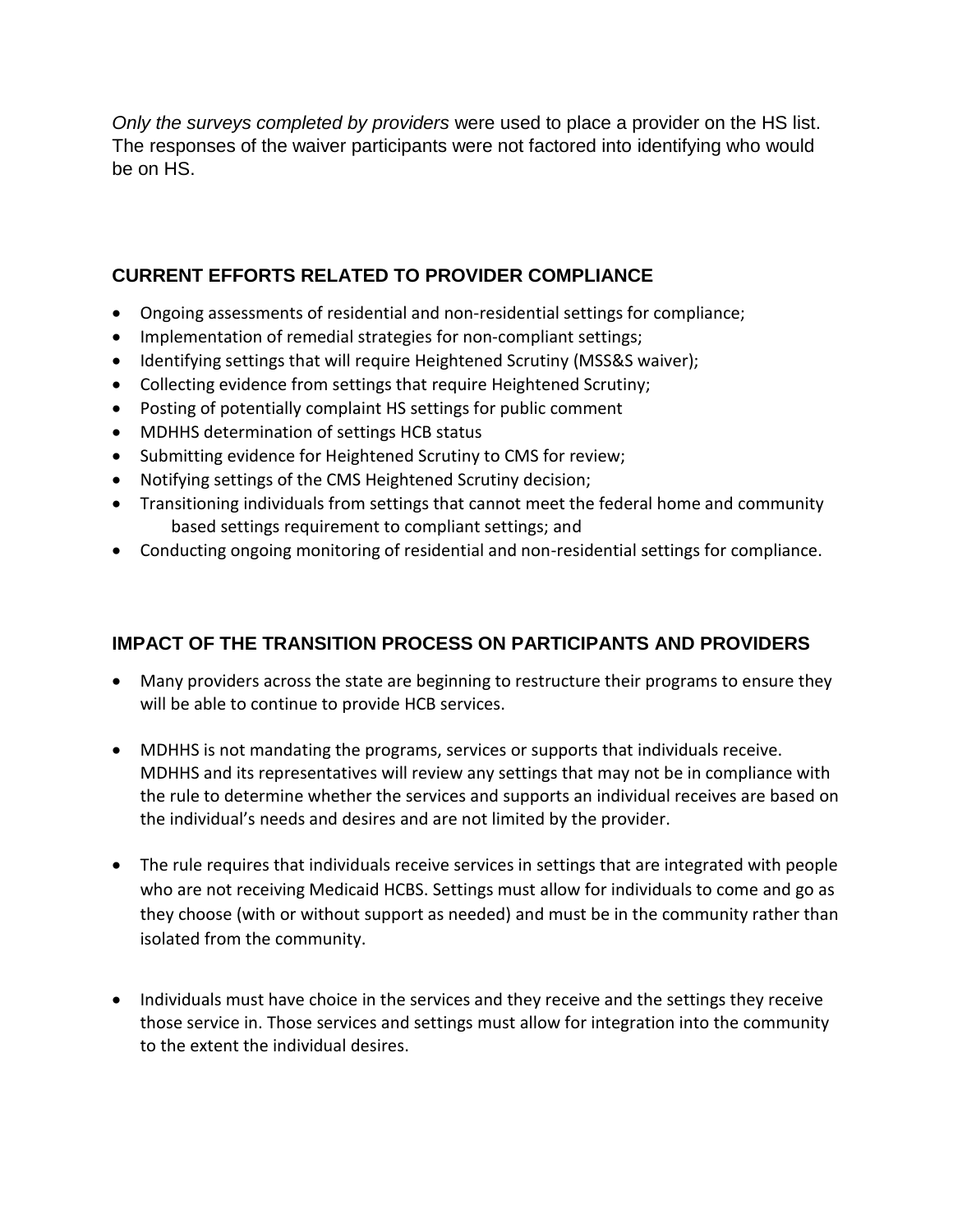*Only the surveys completed by providers* were used to place a provider on the HS list. The responses of the waiver participants were not factored into identifying who would be on HS.

## CURRENT EFFORTS RELATED TO PROVIDER COMPLIANCE

- Ongoing assessments of residential and non-residential settings for compliance;
- Implementation of remedial strategies for non-compliant settings;
- Identifying settings that will require Heightened Scrutiny (MSS&S waiver);
- Collecting evidence from settings that require Heightened Scrutiny;
- Posting of potentially complaint HS settings for public comment
- MDHHS determination of settings HCB status
- Submitting evidence for Heightened Scrutiny to CMS for review;
- Notifying settings of the CMS Heightened Scrutiny decision;
- Transitioning individuals from settings that cannot meet the federal home and community based settings requirement to compliant settings; and
- Conducting ongoing monitoring of residential and non-residential settings for compliance.

## IMPACT OF THE TRANSITION PROCESS ON PARTICIPANTS AND PROVIDERS

- Many providers across the state are beginning to restructure their programs to ensure they will be able to continue to provide HCB services.

- MDHHS is not mandating the programs, services or supports that individuals receive. MDHHS and its representatives will review any settings that may not be in compliance with the rule to determine whether the services and supports an individual receives are based on the individual's needs and desires and are not limited by the provider.

- The rule requires that individuals receive services in settings that are integrated with people who are not receiving Medicaid HCBS. Settings must allow for individuals to come and go as they choose (with or without support as needed) and must be in the community rather than isolated from the community.

- Individuals must have choice in the services and they receive and the settings they receive those service in. Those services and settings must allow for integration into the community to the extent the individual desires.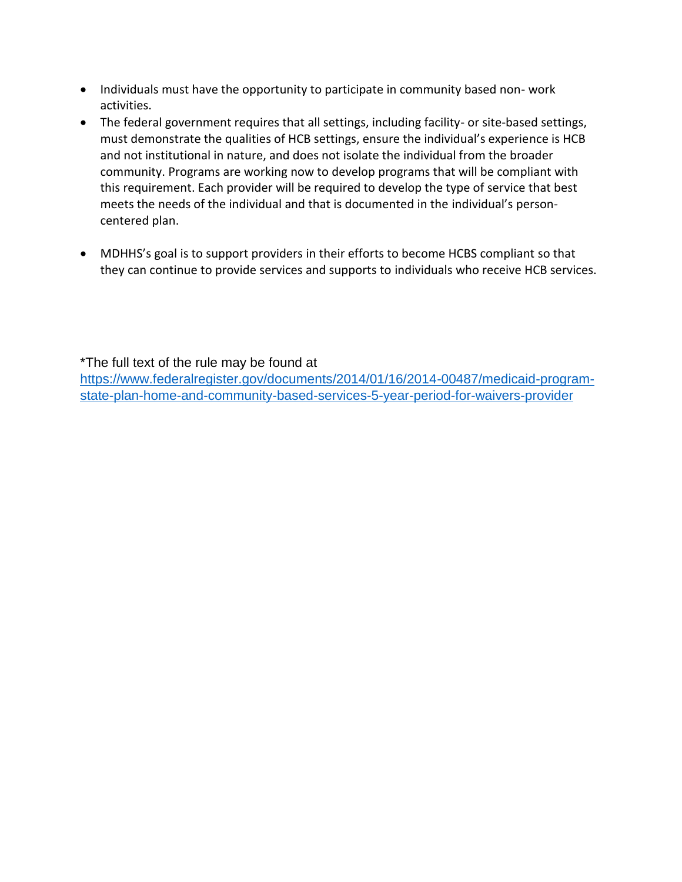- Individuals must have the opportunity to participate in community based non- work activities.
- The federal government requires that all settings, including facility- or site-based settings, must demonstrate the qualities of HCB settings, ensure the individual's experience is HCB and not institutional in nature, and does not isolate the individual from the broader community. Programs are working now to develop programs that will be compliant with this requirement. Each provider will be required to develop the type of service that best meets the needs of the individual and that is documented in the individual's person-centered plan.

- MDHHS's goal is to support providers in their efforts to become HCBS compliant so that they can continue to provide services and supports to individuals who receive HCB services.

*The full text of the rule may be found at [https://www.federalregister.gov/documents/2014/01/16/2014-00487/medicaid-program-state-plan-home-and-community-based-services-5-year-period-for-waivers-provider](https://www.federalregister.gov/documents/2014/01/16/2014-00487/medicaid-program-state-plan-home-and-community-based-services-5-year-period-for-waivers-provider)